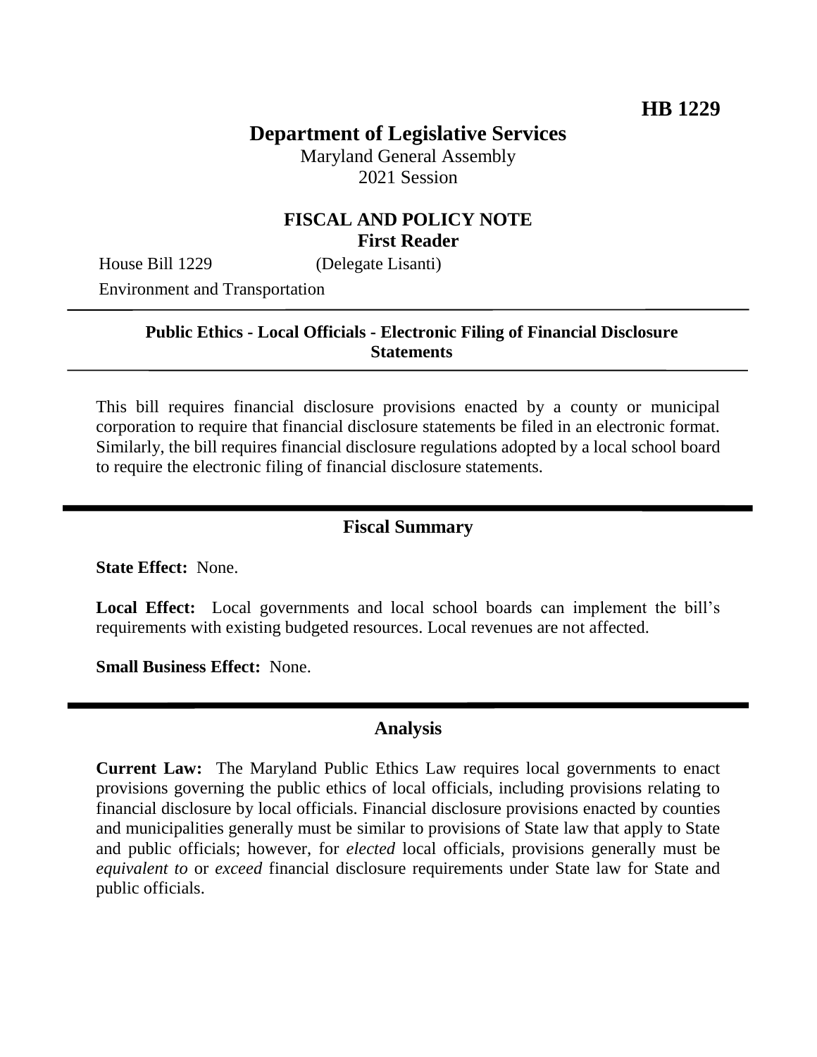**HB 1229**

# Department of Legislative Services

Maryland General Assembly
2021 Session

## FISCAL AND POLICY NOTE
**First Reader**

House Bill 1229 (Delegate Lisanti)
Environment and Transportation

---

**Public Ethics - Local Officials - Electronic Filing of Financial Disclosure Statements**

---

This bill requires financial disclosure provisions enacted by a county or municipal corporation to require that financial disclosure statements be filed in an electronic format. Similarly, the bill requires financial disclosure regulations adopted by a local school board to require the electronic filing of financial disclosure statements.

---

## Fiscal Summary

**State Effect:** None.

**Local Effect:** Local governments and local school boards can implement the bill's requirements with existing budgeted resources. Local revenues are not affected.

**Small Business Effect:** None.

---

## Analysis

**Current Law:** The Maryland Public Ethics Law requires local governments to enact provisions governing the public ethics of local officials, including provisions relating to financial disclosure by local officials. Financial disclosure provisions enacted by counties and municipalities generally must be similar to provisions of State law that apply to State and public officials; however, for *elected* local officials, provisions generally must be *equivalent to* or *exceed* financial disclosure requirements under State law for State and public officials.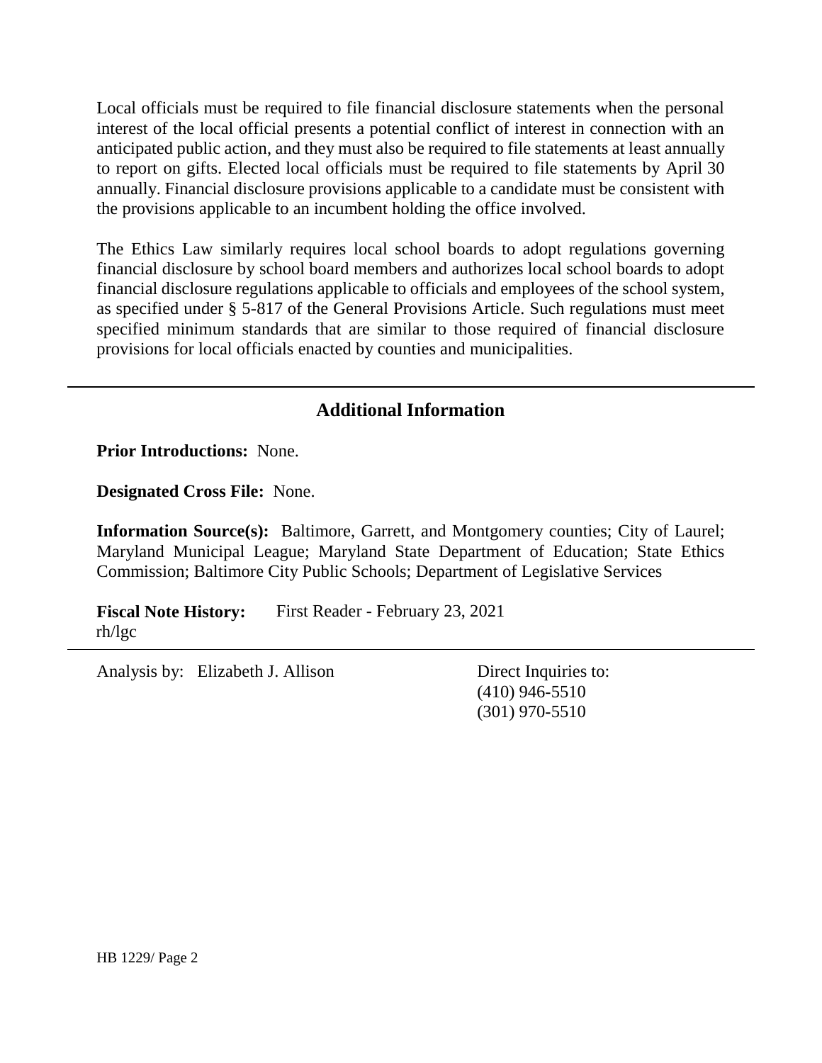Local officials must be required to file financial disclosure statements when the personal interest of the local official presents a potential conflict of interest in connection with an anticipated public action, and they must also be required to file statements at least annually to report on gifts. Elected local officials must be required to file statements by April 30 annually. Financial disclosure provisions applicable to a candidate must be consistent with the provisions applicable to an incumbent holding the office involved.

The Ethics Law similarly requires local school boards to adopt regulations governing financial disclosure by school board members and authorizes local school boards to adopt financial disclosure regulations applicable to officials and employees of the school system, as specified under § 5-817 of the General Provisions Article. Such regulations must meet specified minimum standards that are similar to those required of financial disclosure provisions for local officials enacted by counties and municipalities.

---

## Additional Information

**Prior Introductions:** None.

**Designated Cross File:** None.

**Information Source(s):** Baltimore, Garrett, and Montgomery counties; City of Laurel; Maryland Municipal League; Maryland State Department of Education; State Ethics Commission; Baltimore City Public Schools; Department of Legislative Services

**Fiscal Note History:** First Reader - February 23, 2021
rh/lgc

---

Analysis by: Elizabeth J. Allison

Direct Inquiries to:
(410) 946-5510
(301) 970-5510